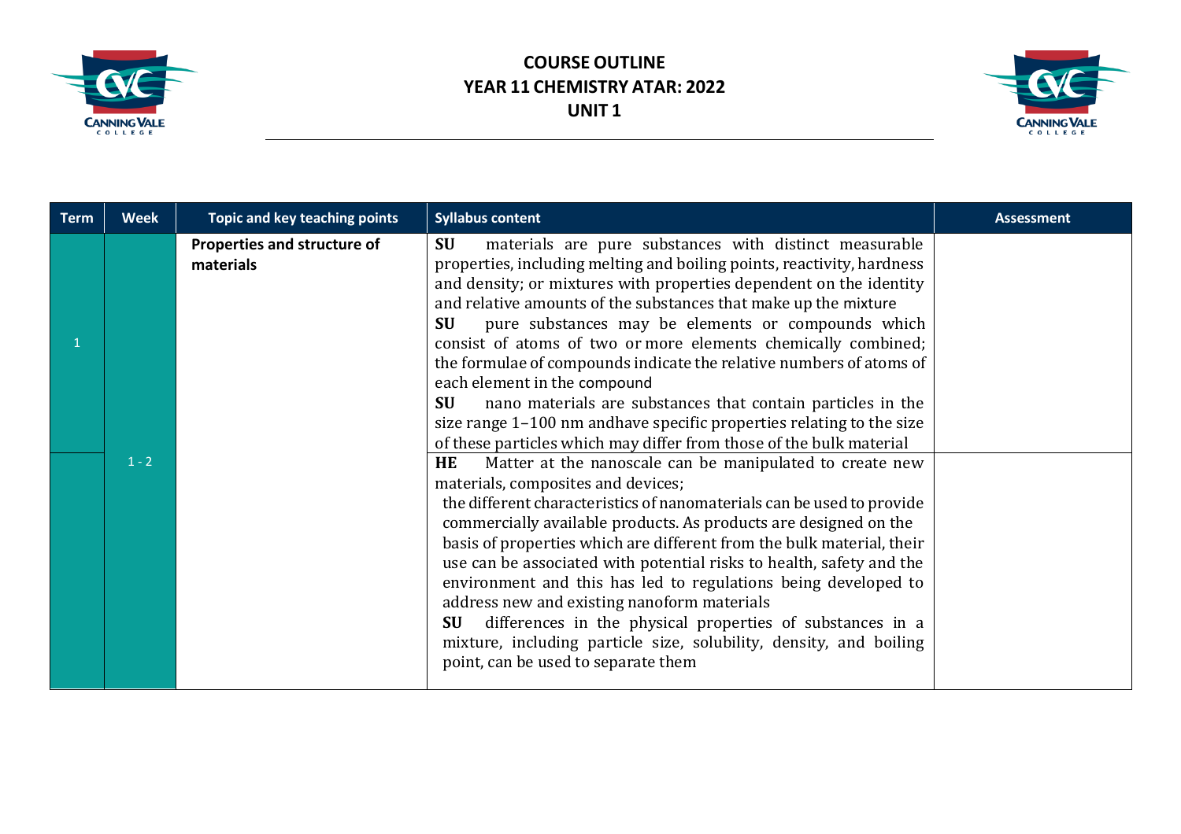# COURSE OUTLINE
# YEAR 11 CHEMISTRY ATAR: 2022
# UNIT 1

| Term | Week | Topic and key teaching points | Syllabus content | Assessment |
|---|---|---|---|---|
| 1 | 1 - 2 | **Properties and structure of materials** | **SU** materials are pure substances with distinct measurable properties, including melting and boiling points, reactivity, hardness and density; or mixtures with properties dependent on the identity and relative amounts of the substances that make up the mixture<br>**SU** pure substances may be elements or compounds which consist of atoms of two or more elements chemically combined; the formulae of compounds indicate the relative numbers of atoms of each element in the compound<br>**SU** nano materials are substances that contain particles in the size range 1–100 nm andhave specific properties relating to the size of these particles which may differ from those of the bulk material | |
| | | | **HE** Matter at the nanoscale can be manipulated to create new materials, composites and devices;<br>the different characteristics of nanomaterials can be used to provide commercially available products. As products are designed on the basis of properties which are different from the bulk material, their use can be associated with potential risks to health, safety and the environment and this has led to regulations being developed to address new and existing nanoform materials<br>**SU** differences in the physical properties of substances in a mixture, including particle size, solubility, density, and boiling point, can be used to separate them | |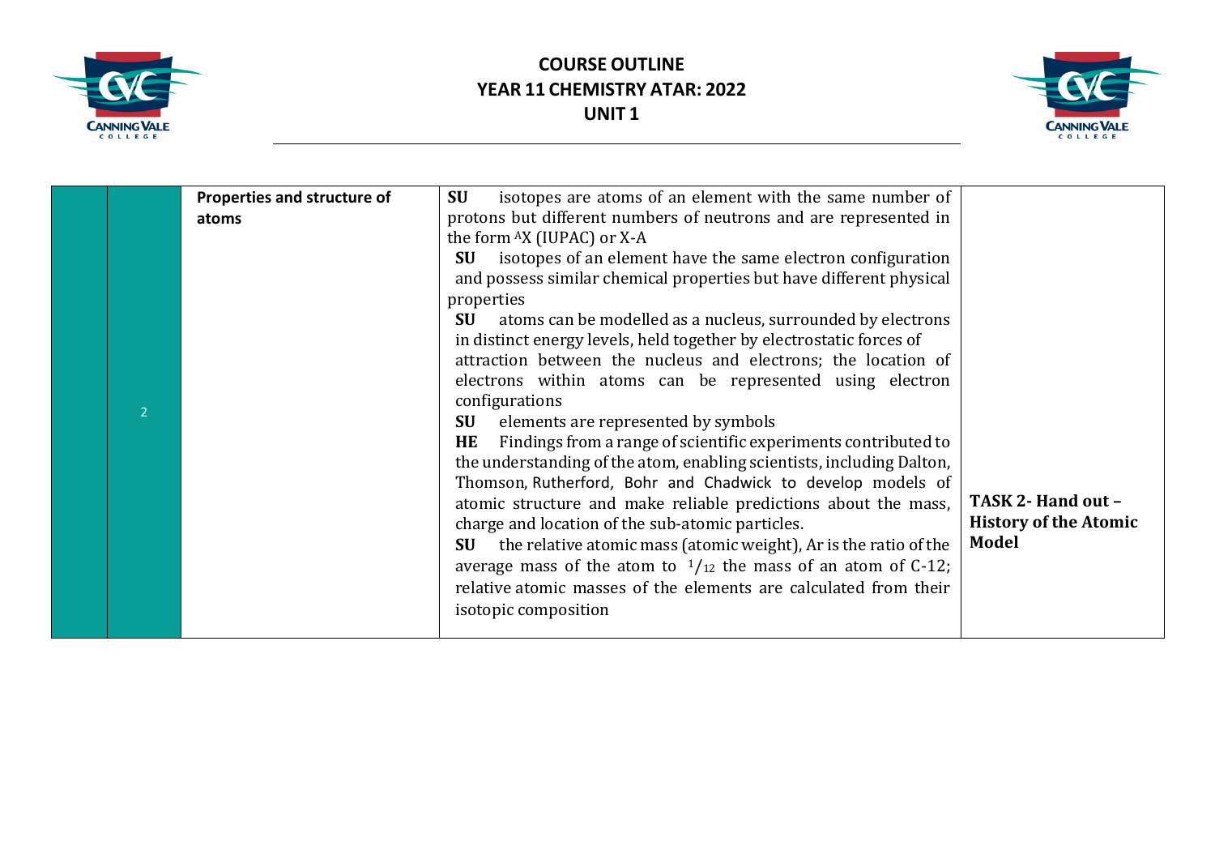# COURSE OUTLINE
# YEAR 11 CHEMISTRY ATAR: 2022
# UNIT 1

| | | | | |
|---|---|---|---|---|
| | 2 | **Properties and structure of atoms** | **SU** isotopes are atoms of an element with the same number of protons but different numbers of neutrons and are represented in the form $^{A}X$ (IUPAC) or X-A<br>**SU** isotopes of an element have the same electron configuration and possess similar chemical properties but have different physical properties<br>**SU** atoms can be modelled as a nucleus, surrounded by electrons in distinct energy levels, held together by electrostatic forces of attraction between the nucleus and electrons; the location of electrons within atoms can be represented using electron configurations<br>**SU** elements are represented by symbols<br>**HE** Findings from a range of scientific experiments contributed to the understanding of the atom, enabling scientists, including Dalton, Thomson, Rutherford, Bohr and Chadwick to develop models of atomic structure and make reliable predictions about the mass, charge and location of the sub-atomic particles.<br>**SU** the relative atomic mass (atomic weight), Ar is the ratio of the average mass of the atom to $^{1}/_{12}$ the mass of an atom of C-12; relative atomic masses of the elements are calculated from their isotopic composition | **TASK 2- Hand out – History of the Atomic Model** |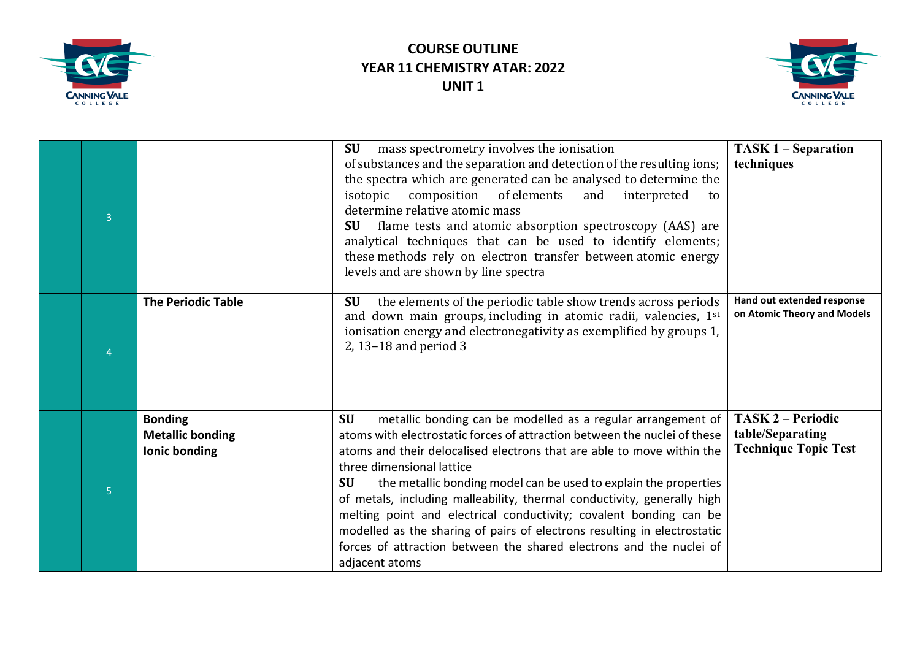# COURSE OUTLINE
# YEAR 11 CHEMISTRY ATAR: 2022
# UNIT 1

| | | | | |
|---|---|---|---|---|
| | 3 | | **SU** mass spectrometry involves the ionisation of substances and the separation and detection of the resulting ions; the spectra which are generated can be analysed to determine the isotopic composition of elements and interpreted to determine relative atomic mass<br>**SU** flame tests and atomic absorption spectroscopy (AAS) are analytical techniques that can be used to identify elements; these methods rely on electron transfer between atomic energy levels and are shown by line spectra | **TASK 1 – Separation techniques** |
| | 4 | **The Periodic Table** | **SU** the elements of the periodic table show trends across periods and down main groups, including in atomic radii, valencies, 1st ionisation energy and electronegativity as exemplified by groups 1, 2, 13–18 and period 3 | **Hand out extended response on Atomic Theory and Models** |
| | 5 | **Bonding**<br>**Metallic bonding**<br>**Ionic bonding** | **SU** metallic bonding can be modelled as a regular arrangement of atoms with electrostatic forces of attraction between the nuclei of these atoms and their delocalised electrons that are able to move within the three dimensional lattice<br>**SU** the metallic bonding model can be used to explain the properties of metals, including malleability, thermal conductivity, generally high melting point and electrical conductivity; covalent bonding can be modelled as the sharing of pairs of electrons resulting in electrostatic forces of attraction between the shared electrons and the nuclei of adjacent atoms | **TASK 2 – Periodic table/Separating Technique Topic Test** |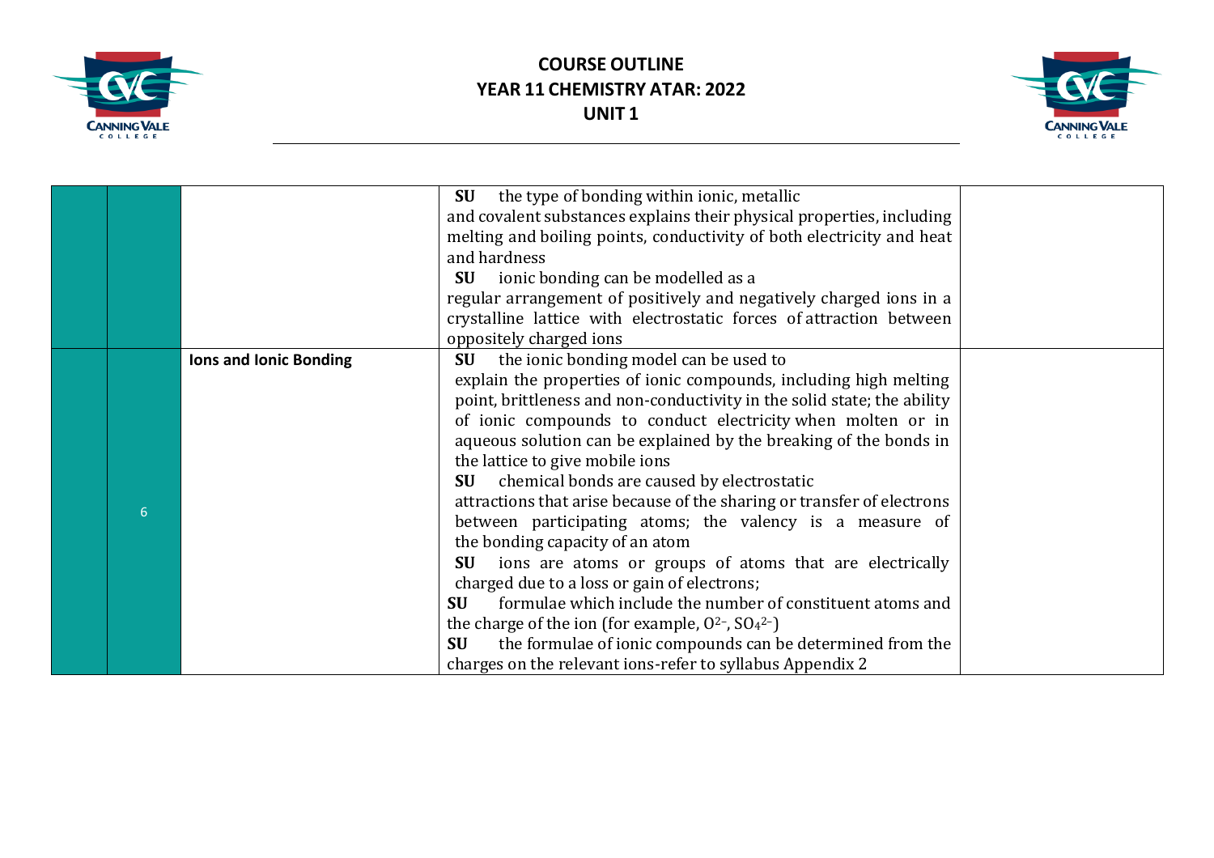| | | | | |
|---|---|---|---|---|
| | | | **SU** the type of bonding within ionic, metallic and covalent substances explains their physical properties, including melting and boiling points, conductivity of both electricity and heat and hardness<br>**SU** ionic bonding can be modelled as a regular arrangement of positively and negatively charged ions in a crystalline lattice with electrostatic forces of attraction between oppositely charged ions | |
| | 6 | **Ions and Ionic Bonding** | **SU** the ionic bonding model can be used to explain the properties of ionic compounds, including high melting point, brittleness and non-conductivity in the solid state; the ability of ionic compounds to conduct electricity when molten or in aqueous solution can be explained by the breaking of the bonds in the lattice to give mobile ions<br>**SU** chemical bonds are caused by electrostatic attractions that arise because of the sharing or transfer of electrons between participating atoms; the valency is a measure of the bonding capacity of an atom<br>**SU** ions are atoms or groups of atoms that are electrically charged due to a loss or gain of electrons;<br>**SU** formulae which include the number of constituent atoms and the charge of the ion (for example, $O^{2-}$, $SO_4^{2-}$)<br>**SU** the formulae of ionic compounds can be determined from the charges on the relevant ions-refer to syllabus Appendix 2 | |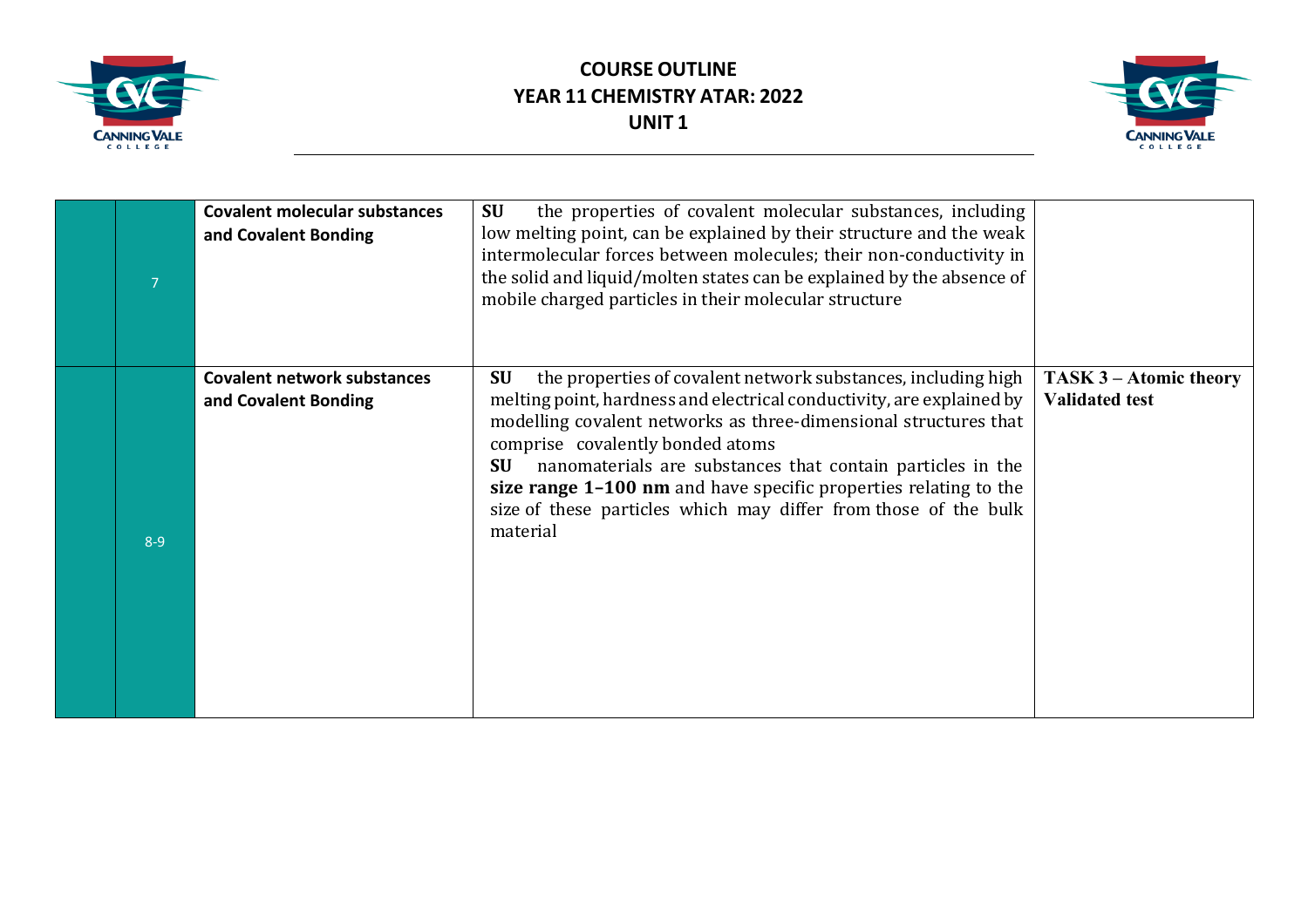| | | | | |
|---|---|---|---|---|
| | 7 | **Covalent molecular substances and Covalent Bonding** | **SU** the properties of covalent molecular substances, including low melting point, can be explained by their structure and the weak intermolecular forces between molecules; their non-conductivity in the solid and liquid/molten states can be explained by the absence of mobile charged particles in their molecular structure | |
| | 8-9 | **Covalent network substances and Covalent Bonding** | **SU** the properties of covalent network substances, including high melting point, hardness and electrical conductivity, are explained by modelling covalent networks as three-dimensional structures that comprise covalently bonded atoms<br>**SU** nanomaterials are substances that contain particles in the **size range 1–100 nm** and have specific properties relating to the size of these particles which may differ from those of the bulk material | **TASK 3 – Atomic theory Validated test** |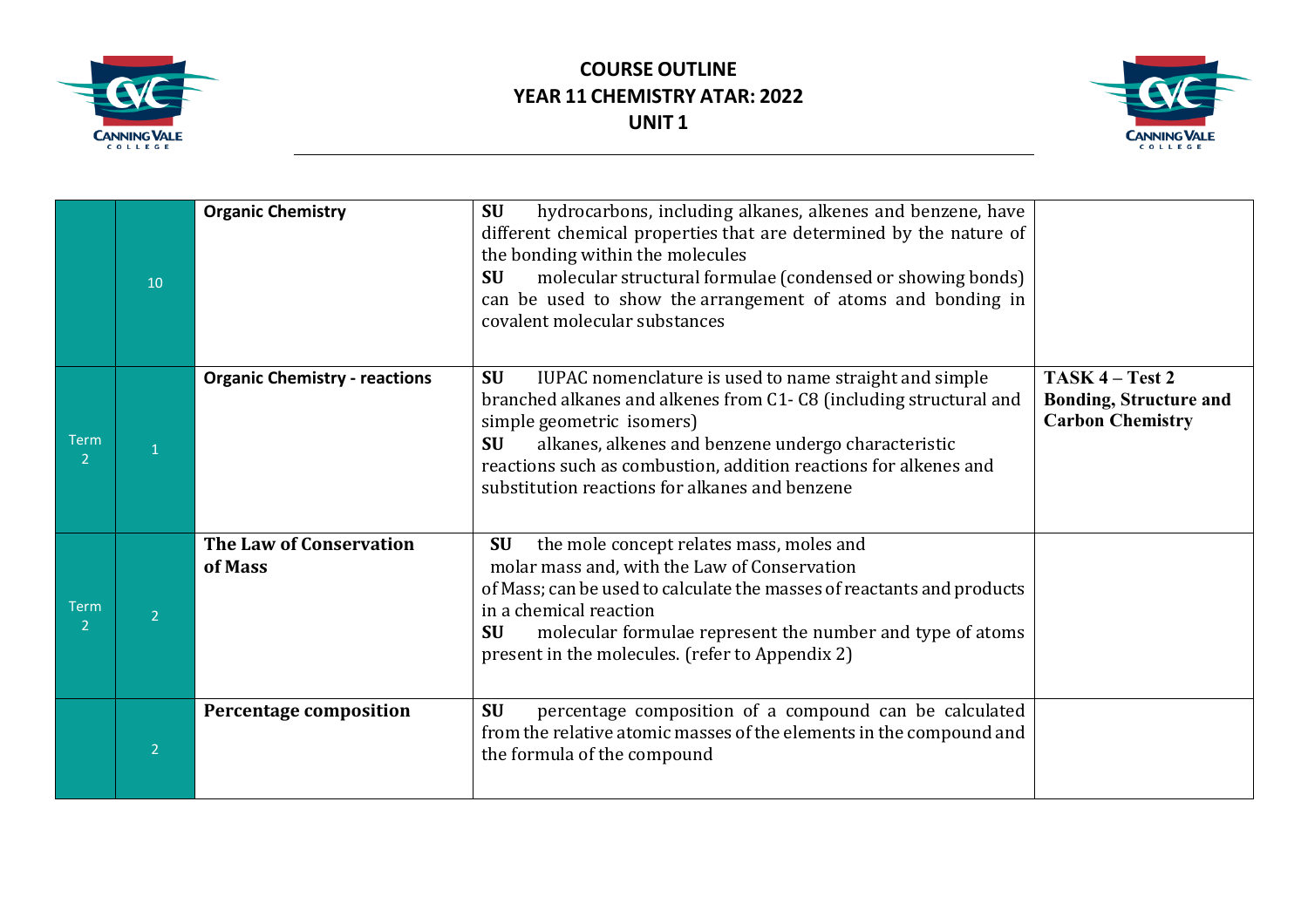# COURSE OUTLINE
# YEAR 11 CHEMISTRY ATAR: 2022
# UNIT 1

| | | | | |
|---|---|---|---|---|
| | 10 | **Organic Chemistry** | **SU** hydrocarbons, including alkanes, alkenes and benzene, have different chemical properties that are determined by the nature of the bonding within the molecules<br>**SU** molecular structural formulae (condensed or showing bonds) can be used to show the arrangement of atoms and bonding in covalent molecular substances | |
| Term 2 | 1 | **Organic Chemistry - reactions** | **SU** IUPAC nomenclature is used to name straight and simple branched alkanes and alkenes from C1- C8 (including structural and simple geometric isomers)<br>**SU** alkanes, alkenes and benzene undergo characteristic reactions such as combustion, addition reactions for alkenes and substitution reactions for alkanes and benzene | **TASK 4 – Test 2 Bonding, Structure and Carbon Chemistry** |
| Term 2 | 2 | **The Law of Conservation of Mass** | **SU** the mole concept relates mass, moles and molar mass and, with the Law of Conservation of Mass; can be used to calculate the masses of reactants and products in a chemical reaction<br>**SU** molecular formulae represent the number and type of atoms present in the molecules. (refer to Appendix 2) | |
| | 2 | **Percentage composition** | **SU** percentage composition of a compound can be calculated from the relative atomic masses of the elements in the compound and the formula of the compound | |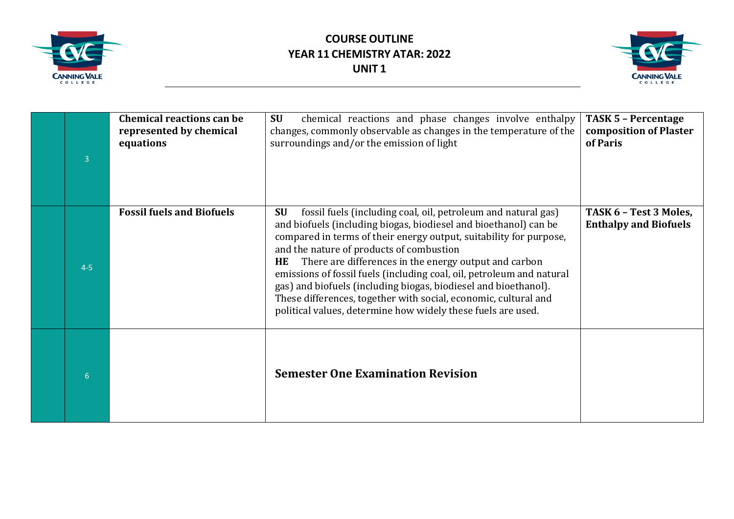# COURSE OUTLINE
# YEAR 11 CHEMISTRY ATAR: 2022
# UNIT 1

| | | | | |
|---|---|---|---|---|
| | 3 | **Chemical reactions can be represented by chemical equations** | **SU** chemical reactions and phase changes involve enthalpy changes, commonly observable as changes in the temperature of the surroundings and/or the emission of light | **TASK 5 – Percentage composition of Plaster of Paris** |
| | 4-5 | **Fossil fuels and Biofuels** | **SU** fossil fuels (including coal, oil, petroleum and natural gas) and biofuels (including biogas, biodiesel and bioethanol) can be compared in terms of their energy output, suitability for purpose, and the nature of products of combustion<br>**HE** There are differences in the energy output and carbon emissions of fossil fuels (including coal, oil, petroleum and natural gas) and biofuels (including biogas, biodiesel and bioethanol). These differences, together with social, economic, cultural and political values, determine how widely these fuels are used. | **TASK 6 – Test 3 Moles, Enthalpy and Biofuels** |
| | 6 | | **Semester One Examination Revision** | |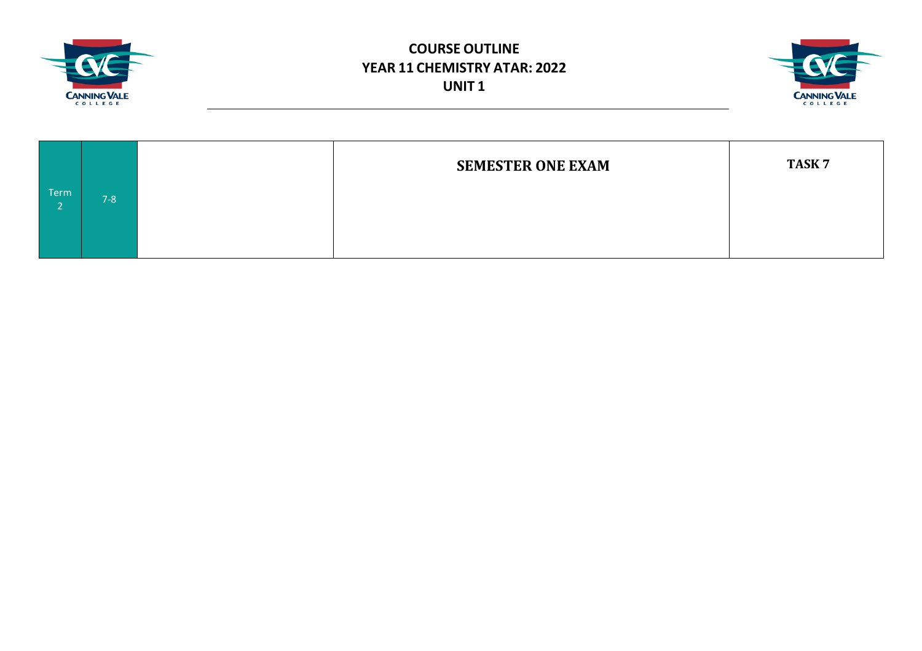| | | | | |
|---|---|---|---|---|
| Term 2 | 7-8 | | **SEMESTER ONE EXAM** | **TASK 7** |